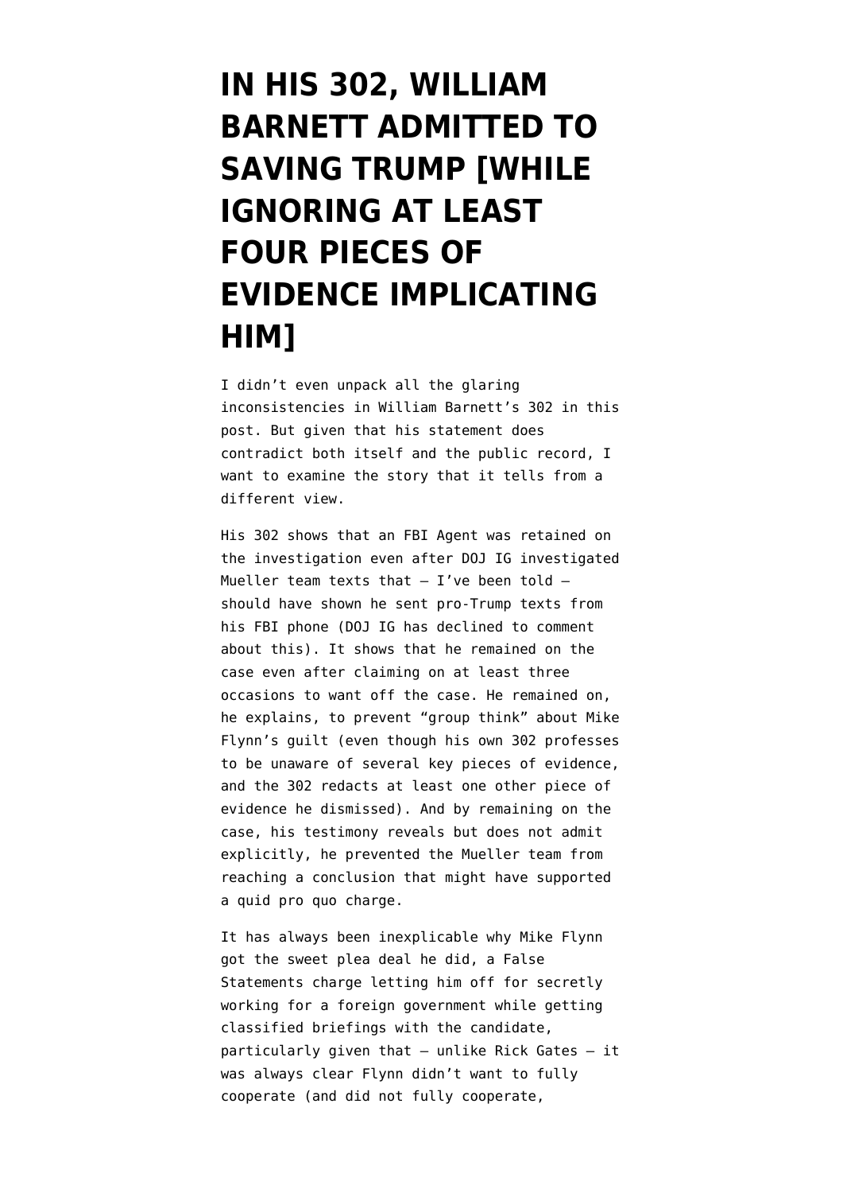# IN HIS 302, WILLIAM BARNETT ADMITTED TO SAVING TRUMP [WHILE IGNORING AT LEAST FOUR PIECES OF EVIDENCE IMPLICATING HIM]

I didn't even unpack all the glaring inconsistencies in William Barnett's 302 in this post. But given that his statement does contradict both itself and the public record, I want to examine the story that it tells from a different view.

His 302 shows that an FBI Agent was retained on the investigation even after DOJ IG investigated Mueller team texts that — I've been told — should have shown he sent pro-Trump texts from his FBI phone (DOJ IG has declined to comment about this). It shows that he remained on the case even after claiming on at least three occasions to want off the case. He remained on, he explains, to prevent "group think" about Mike Flynn's guilt (even though his own 302 professes to be unaware of several key pieces of evidence, and the 302 redacts at least one other piece of evidence he dismissed). And by remaining on the case, his testimony reveals but does not admit explicitly, he prevented the Mueller team from reaching a conclusion that might have supported a quid pro quo charge.

It has always been inexplicable why Mike Flynn got the sweet plea deal he did, a False Statements charge letting him off for secretly working for a foreign government while getting classified briefings with the candidate, particularly given that — unlike Rick Gates — it was always clear Flynn didn't want to fully cooperate (and did not fully cooperate,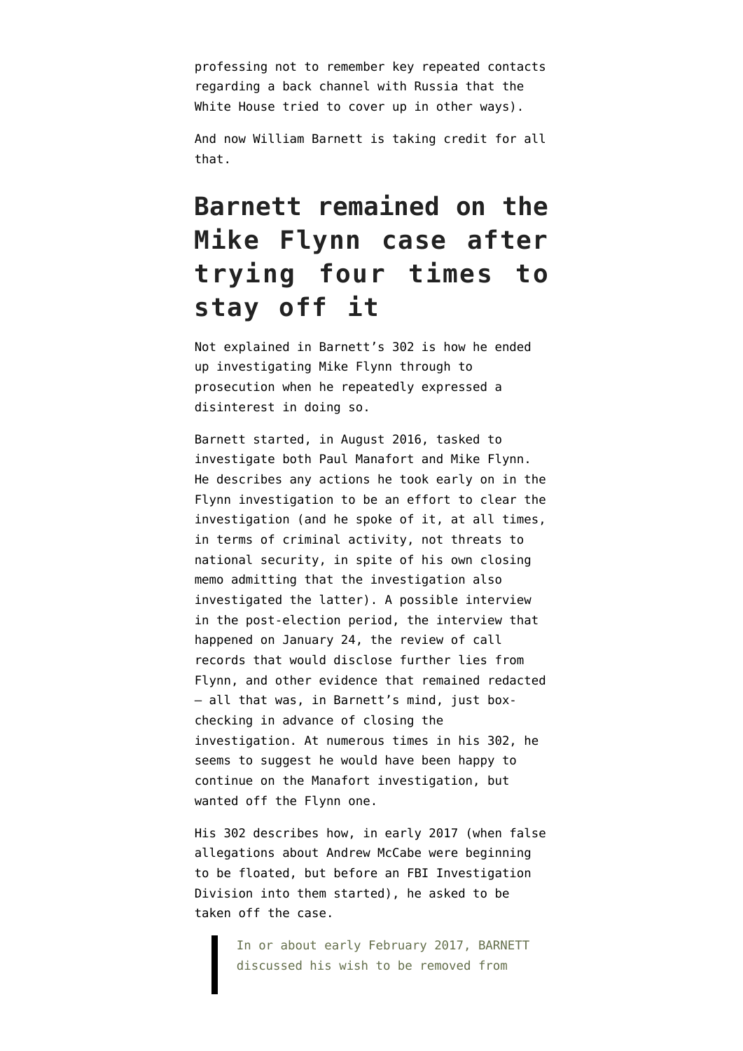professing not to remember key repeated contacts regarding a back channel with Russia that the White House tried to cover up in other ways).

And now William Barnett is taking credit for all that.

## Barnett remained on the Mike Flynn case after trying four times to stay off it

Not explained in Barnett's 302 is how he ended up investigating Mike Flynn through to prosecution when he repeatedly expressed a disinterest in doing so.

Barnett started, in August 2016, tasked to investigate both Paul Manafort and Mike Flynn. He describes any actions he took early on in the Flynn investigation to be an effort to clear the investigation (and he spoke of it, at all times, in terms of criminal activity, not threats to national security, in spite of his own closing memo admitting that the investigation also investigated the latter). A possible interview in the post-election period, the interview that happened on January 24, the review of call records that would disclose further lies from Flynn, and other evidence that remained redacted — all that was, in Barnett's mind, just box-checking in advance of closing the investigation. At numerous times in his 302, he seems to suggest he would have been happy to continue on the Manafort investigation, but wanted off the Flynn one.

His 302 describes how, in early 2017 (when false allegations about Andrew McCabe were beginning to be floated, but before an FBI Investigation Division into them started), he asked to be taken off the case.

> In or about early February 2017, BARNETT discussed his wish to be removed from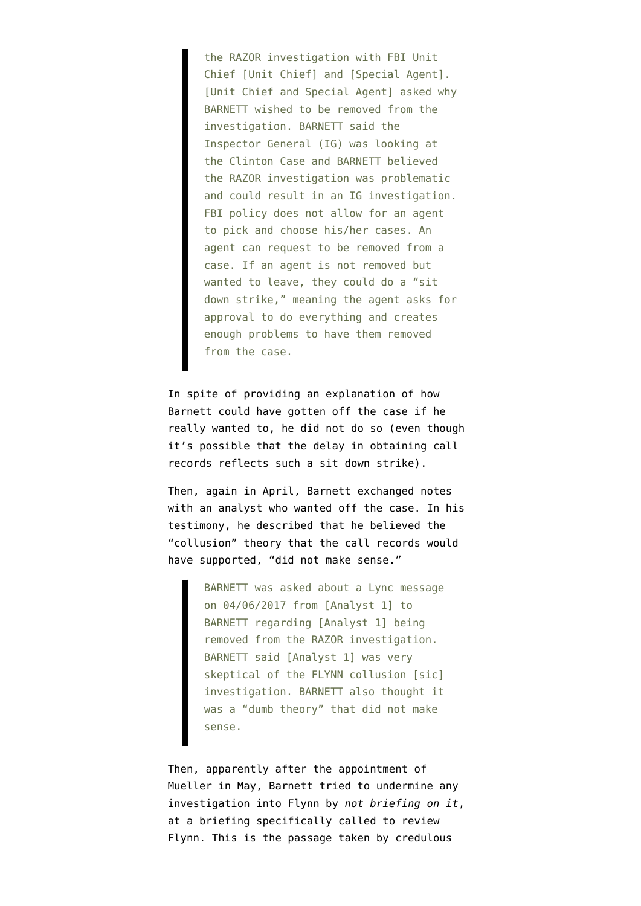> the RAZOR investigation with FBI Unit Chief [Unit Chief] and [Special Agent]. [Unit Chief and Special Agent] asked why BARNETT wished to be removed from the investigation. BARNETT said the Inspector General (IG) was looking at the Clinton Case and BARNETT believed the RAZOR investigation was problematic and could result in an IG investigation. FBI policy does not allow for an agent to pick and choose his/her cases. An agent can request to be removed from a case. If an agent is not removed but wanted to leave, they could do a "sit down strike," meaning the agent asks for approval to do everything and creates enough problems to have them removed from the case.

In spite of providing an explanation of how Barnett could have gotten off the case if he really wanted to, he did not do so (even though it's possible that the delay in obtaining call records reflects such a sit down strike).

Then, again in April, Barnett exchanged notes with an analyst who wanted off the case. In his testimony, he described that he believed the "collusion" theory that the call records would have supported, "did not make sense."

> BARNETT was asked about a Lync message on 04/06/2017 from [Analyst 1] to BARNETT regarding [Analyst 1] being removed from the RAZOR investigation. BARNETT said [Analyst 1] was very skeptical of the FLYNN collusion [sic] investigation. BARNETT also thought it was a "dumb theory" that did not make sense.

Then, apparently after the appointment of Mueller in May, Barnett tried to undermine any investigation into Flynn by *not briefing on it*, at a briefing specifically called to review Flynn. This is the passage taken by credulous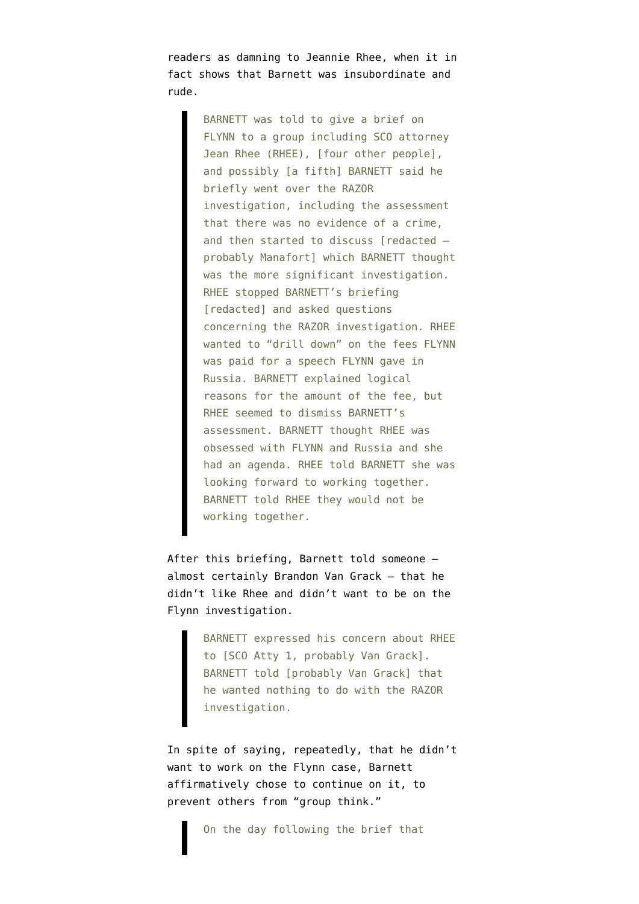readers as damning to Jeannie Rhee, when it in fact shows that Barnett was insubordinate and rude.

> BARNETT was told to give a brief on FLYNN to a group including SCO attorney Jean Rhee (RHEE), [four other people], and possibly [a fifth] BARNETT said he briefly went over the RAZOR investigation, including the assessment that there was no evidence of a crime, and then started to discuss [redacted — probably Manafort] which BARNETT thought was the more significant investigation. RHEE stopped BARNETT's briefing [redacted] and asked questions concerning the RAZOR investigation. RHEE wanted to "drill down" on the fees FLYNN was paid for a speech FLYNN gave in Russia. BARNETT explained logical reasons for the amount of the fee, but RHEE seemed to dismiss BARNETT's assessment. BARNETT thought RHEE was obsessed with FLYNN and Russia and she had an agenda. RHEE told BARNETT she was looking forward to working together. BARNETT told RHEE they would not be working together.

After this briefing, Barnett told someone — almost certainly Brandon Van Grack — that he didn't like Rhee and didn't want to be on the Flynn investigation.

> BARNETT expressed his concern about RHEE to [SCO Atty 1, probably Van Grack]. BARNETT told [probably Van Grack] that he wanted nothing to do with the RAZOR investigation.

In spite of saying, repeatedly, that he didn't want to work on the Flynn case, Barnett affirmatively chose to continue on it, to prevent others from "group think."

> On the day following the brief that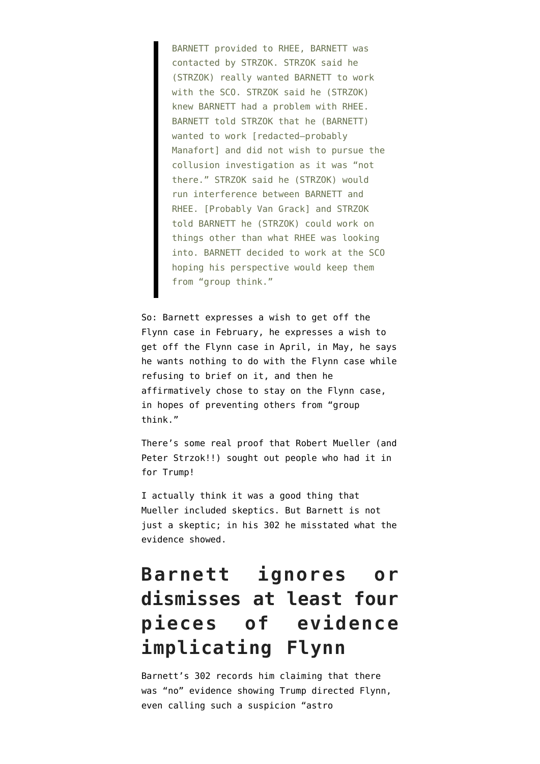> BARNETT provided to RHEE, BARNETT was contacted by STRZOK. STRZOK said he (STRZOK) really wanted BARNETT to work with the SCO. STRZOK said he (STRZOK) knew BARNETT had a problem with RHEE. BARNETT told STRZOK that he (BARNETT) wanted to work [redacted–probably Manafort] and did not wish to pursue the collusion investigation as it was “not there.” STRZOK said he (STRZOK) would run interference between BARNETT and RHEE. [Probably Van Grack] and STRZOK told BARNETT he (STRZOK) could work on things other than what RHEE was looking into. BARNETT decided to work at the SCO hoping his perspective would keep them from “group think.”

So: Barnett expresses a wish to get off the Flynn case in February, he expresses a wish to get off the Flynn case in April, in May, he says he wants nothing to do with the Flynn case while refusing to brief on it, and then he affirmatively chose to stay on the Flynn case, in hopes of preventing others from “group think.”

There’s some real proof that Robert Mueller (and Peter Strzok!!) sought out people who had it in for Trump!

I actually think it was a good thing that Mueller included skeptics. But Barnett is not just a skeptic; in his 302 he misstated what the evidence showed.

## Barnett ignores or dismisses at least four pieces of evidence implicating Flynn

Barnett’s 302 records him claiming that there was “no” evidence showing Trump directed Flynn, even calling such a suspicion “astro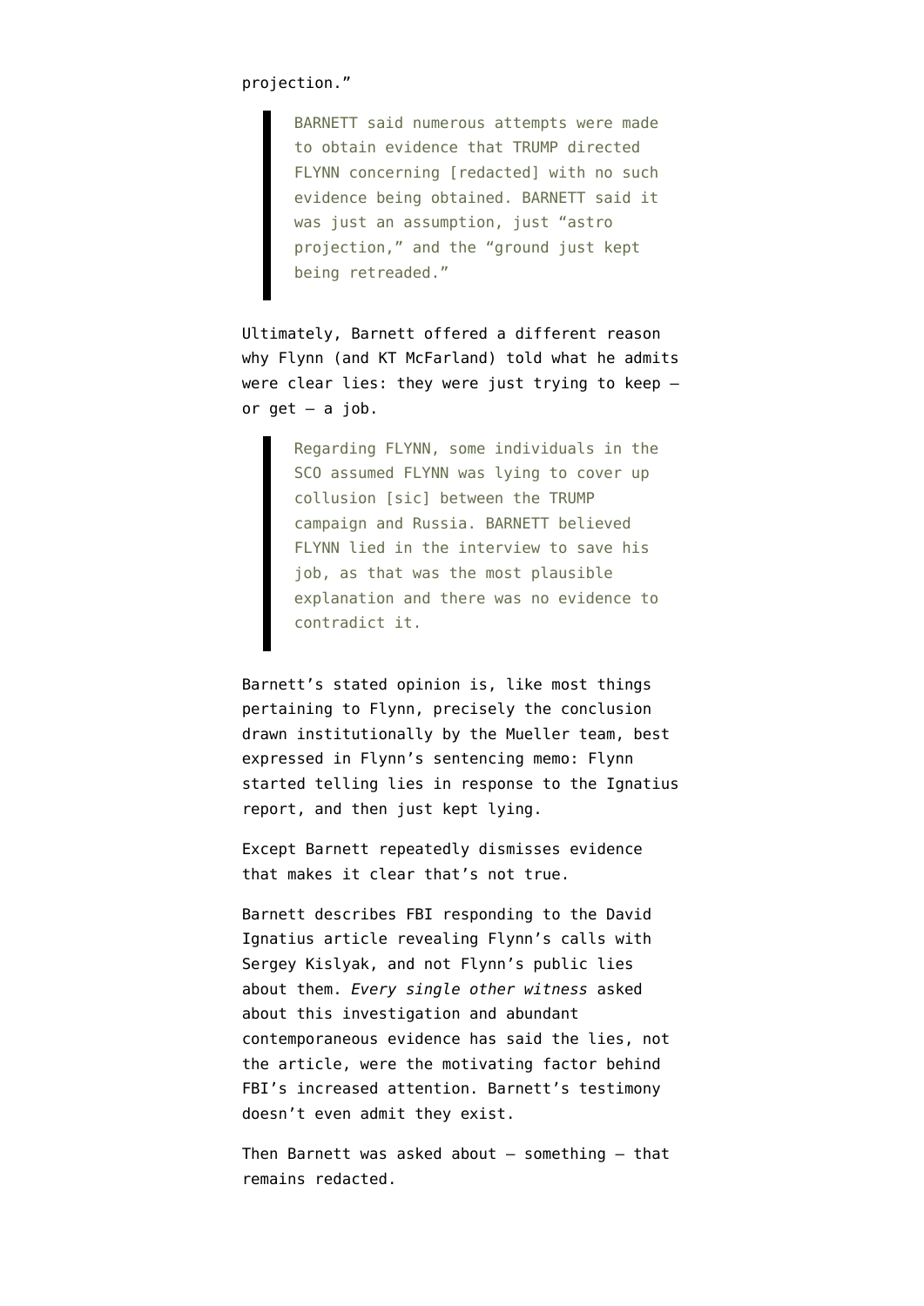projection."

> BARNETT said numerous attempts were made to obtain evidence that TRUMP directed FLYNN concerning [redacted] with no such evidence being obtained. BARNETT said it was just an assumption, just "astro projection," and the "ground just kept being retreaded."

Ultimately, Barnett offered a different reason why Flynn (and KT McFarland) told what he admits were clear lies: they were just trying to keep — or get — a job.

> Regarding FLYNN, some individuals in the SCO assumed FLYNN was lying to cover up collusion [sic] between the TRUMP campaign and Russia. BARNETT believed FLYNN lied in the interview to save his job, as that was the most plausible explanation and there was no evidence to contradict it.

Barnett's stated opinion is, like most things pertaining to Flynn, precisely the conclusion drawn institutionally by the Mueller team, best expressed in Flynn's sentencing memo: Flynn started telling lies in response to the Ignatius report, and then just kept lying.

Except Barnett repeatedly dismisses evidence that makes it clear that's not true.

Barnett describes FBI responding to the David Ignatius article revealing Flynn's calls with Sergey Kislyak, and not Flynn's public lies about them. *Every single other witness* asked about this investigation and abundant contemporaneous evidence has said the lies, not the article, were the motivating factor behind FBI's increased attention. Barnett's testimony doesn't even admit they exist.

Then Barnett was asked about — something — that remains redacted.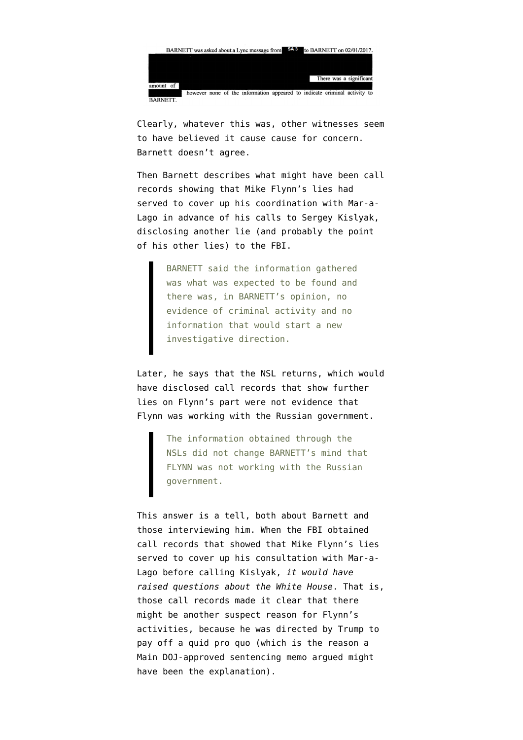BARNETT was asked about a Lync message from SA 3 to BARNETT on 02/01/2017. There was a significant amount of however none of the information appeared to indicate criminal activity to BARNETT.

Clearly, whatever this was, other witnesses seem to have believed it cause cause for concern. Barnett doesn't agree.

Then Barnett describes what might have been call records showing that Mike Flynn's lies had served to cover up his coordination with Mar-a-Lago in advance of his calls to Sergey Kislyak, disclosing another lie (and probably the point of his other lies) to the FBI.

> BARNETT said the information gathered was what was expected to be found and there was, in BARNETT's opinion, no evidence of criminal activity and no information that would start a new investigative direction.

Later, he says that the NSL returns, which would have disclosed call records that show further lies on Flynn's part were not evidence that Flynn was working with the Russian government.

> The information obtained through the NSLs did not change BARNETT's mind that FLYNN was not working with the Russian government.

This answer is a tell, both about Barnett and those interviewing him. When the FBI obtained call records that showed that Mike Flynn's lies served to cover up his consultation with Mar-a-Lago before calling Kislyak, *it would have raised questions about the White House*. That is, those call records made it clear that there might be another suspect reason for Flynn's activities, because he was directed by Trump to pay off a quid pro quo (which is the reason a Main DOJ-approved sentencing memo argued might have been the explanation).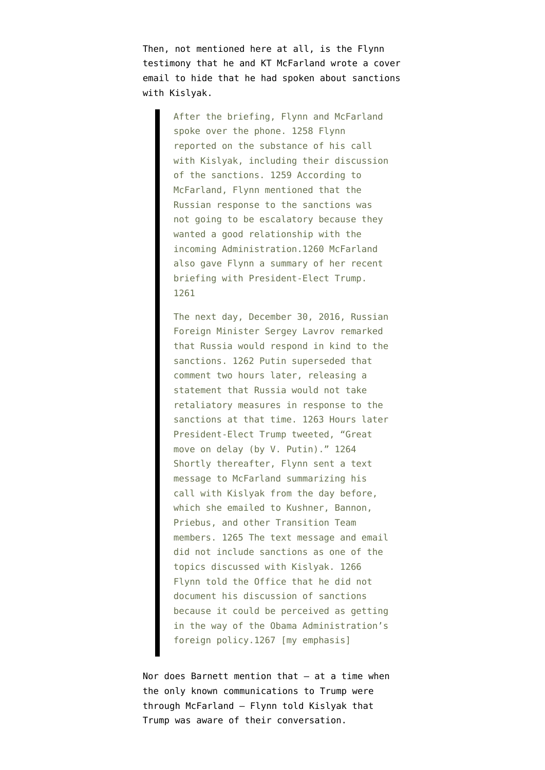Then, not mentioned here at all, is the Flynn testimony that he and KT McFarland wrote a cover email to hide that he had spoken about sanctions with Kislyak.

> After the briefing, Flynn and McFarland spoke over the phone. 1258 Flynn reported on the substance of his call with Kislyak, including their discussion of the sanctions. 1259 According to McFarland, Flynn mentioned that the Russian response to the sanctions was not going to be escalatory because they wanted a good relationship with the incoming Administration.1260 McFarland also gave Flynn a summary of her recent briefing with President-Elect Trump. 1261
>
> The next day, December 30, 2016, Russian Foreign Minister Sergey Lavrov remarked that Russia would respond in kind to the sanctions. 1262 Putin superseded that comment two hours later, releasing a statement that Russia would not take retaliatory measures in response to the sanctions at that time. 1263 Hours later President-Elect Trump tweeted, "Great move on delay (by V. Putin)." 1264 Shortly thereafter, Flynn sent a text message to McFarland summarizing his call with Kislyak from the day before, which she emailed to Kushner, Bannon, Priebus, and other Transition Team members. 1265 The text message and email did not include sanctions as one of the topics discussed with Kislyak. 1266 Flynn told the Office that he did not document his discussion of sanctions because it could be perceived as getting in the way of the Obama Administration's foreign policy.1267 [my emphasis]

Nor does Barnett mention that — at a time when the only known communications to Trump were through McFarland — Flynn told Kislyak that Trump was aware of their conversation.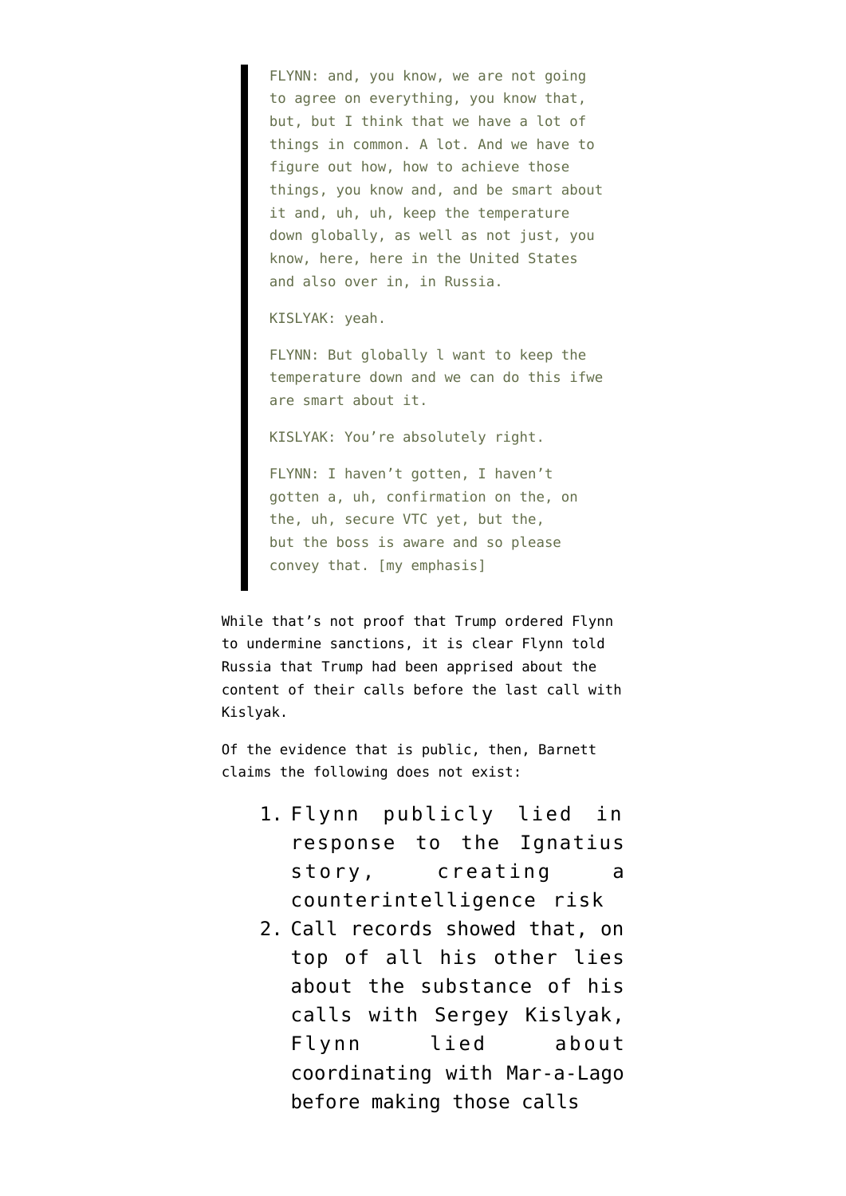> FLYNN: and, you know, we are not going to agree on everything, you know that, but, but I think that we have a lot of things in common. A lot. And we have to figure out how, how to achieve those things, you know and, and be smart about it and, uh, uh, keep the temperature down globally, as well as not just, you know, here, here in the United States and also over in, in Russia.
>
> KISLYAK: yeah.
>
> FLYNN: But globally l want to keep the temperature down and we can do this ifwe are smart about it.
>
> KISLYAK: You're absolutely right.
>
> FLYNN: I haven't gotten, I haven't gotten a, uh, confirmation on the, on the, uh, secure VTC yet, but the, but the boss is aware and so please convey that. [my emphasis]

While that's not proof that Trump ordered Flynn to undermine sanctions, it is clear Flynn told Russia that Trump had been apprised about the content of their calls before the last call with Kislyak.

Of the evidence that is public, then, Barnett claims the following does not exist:

1. Flynn publicly lied in response to the Ignatius story, creating a counterintelligence risk
2. Call records showed that, on top of all his other lies about the substance of his calls with Sergey Kislyak, Flynn lied about coordinating with Mar-a-Lago before making those calls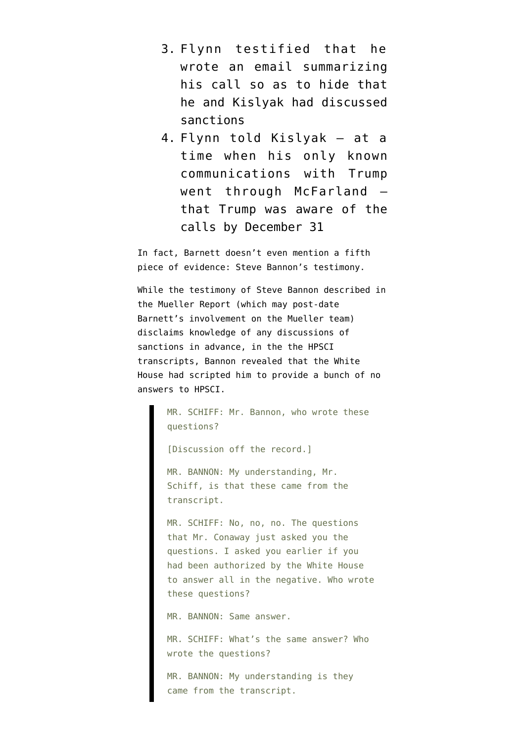3. Flynn testified that he wrote an email summarizing his call so as to hide that he and Kislyak had discussed sanctions
4. Flynn told Kislyak — at a time when his only known communications with Trump went through McFarland — that Trump was aware of the calls by December 31

In fact, Barnett doesn't even mention a fifth piece of evidence: Steve Bannon's testimony.

While the testimony of Steve Bannon described in the Mueller Report (which may post-date Barnett's involvement on the Mueller team) disclaims knowledge of any discussions of sanctions in advance, in the the HPSCI transcripts, Bannon revealed that the White House had scripted him to provide a bunch of no answers to HPSCI.

> MR. SCHIFF: Mr. Bannon, who wrote these questions?
>
> [Discussion off the record.]
>
> MR. BANNON: My understanding, Mr. Schiff, is that these came from the transcript.
>
> MR. SCHIFF: No, no, no. The questions that Mr. Conaway just asked you the questions. I asked you earlier if you had been authorized by the White House to answer all in the negative. Who wrote these questions?
>
> MR. BANNON: Same answer.
>
> MR. SCHIFF: What's the same answer? Who wrote the questions?
>
> MR. BANNON: My understanding is they came from the transcript.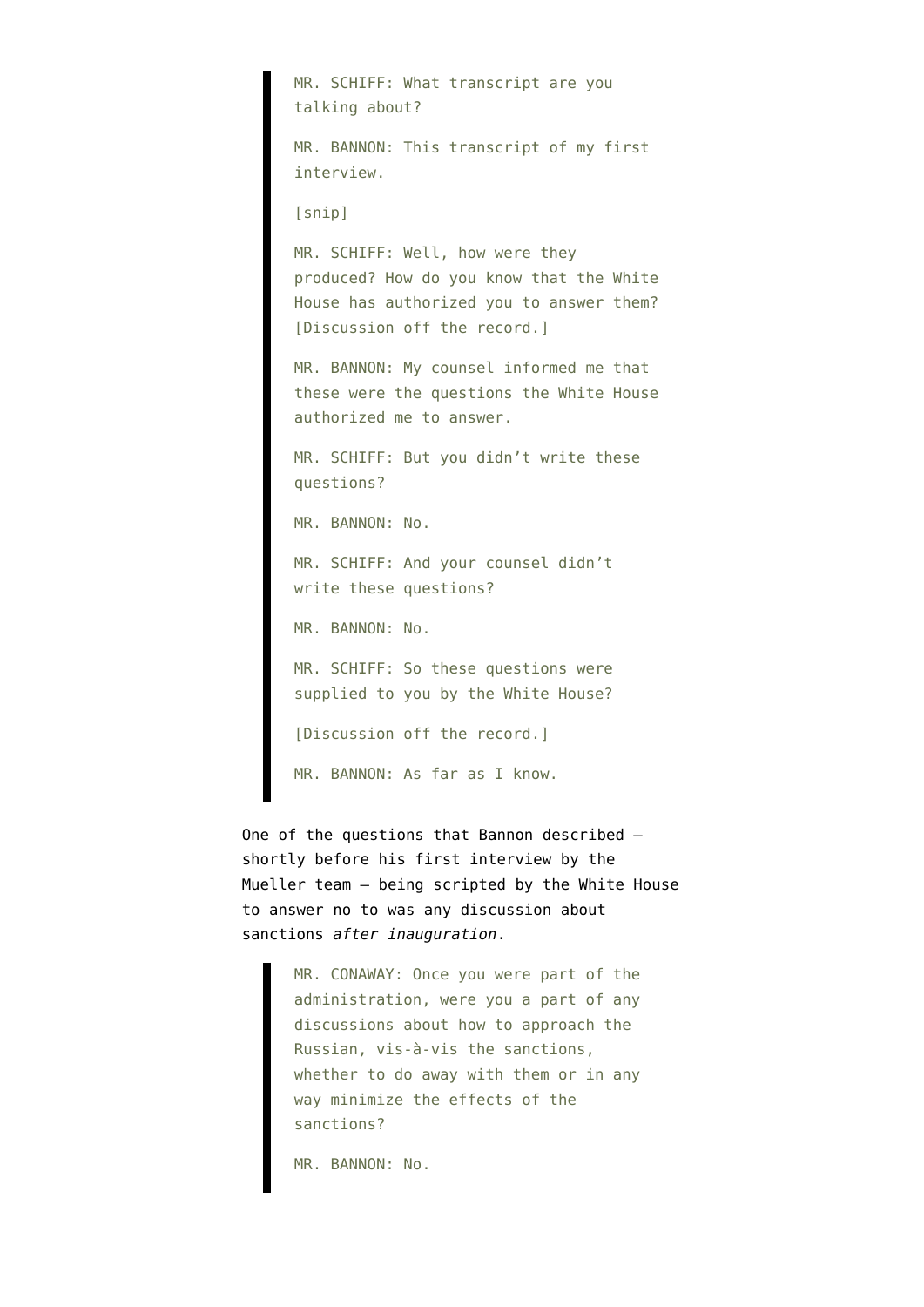> MR. SCHIFF: What transcript are you talking about?
>
> MR. BANNON: This transcript of my first interview.
>
> [snip]
>
> MR. SCHIFF: Well, how were they produced? How do you know that the White House has authorized you to answer them? [Discussion off the record.]
>
> MR. BANNON: My counsel informed me that these were the questions the White House authorized me to answer.
>
> MR. SCHIFF: But you didn't write these questions?
>
> MR. BANNON: No.
>
> MR. SCHIFF: And your counsel didn't write these questions?
>
> MR. BANNON: No.
>
> MR. SCHIFF: So these questions were supplied to you by the White House?
>
> [Discussion off the record.]
>
> MR. BANNON: As far as I know.

One of the questions that Bannon described — shortly before his first interview by the Mueller team — being scripted by the White House to answer no to was any discussion about sanctions *after inauguration*.

> MR. CONAWAY: Once you were part of the administration, were you a part of any discussions about how to approach the Russian, vis-à-vis the sanctions, whether to do away with them or in any way minimize the effects of the sanctions?
>
> MR. BANNON: No.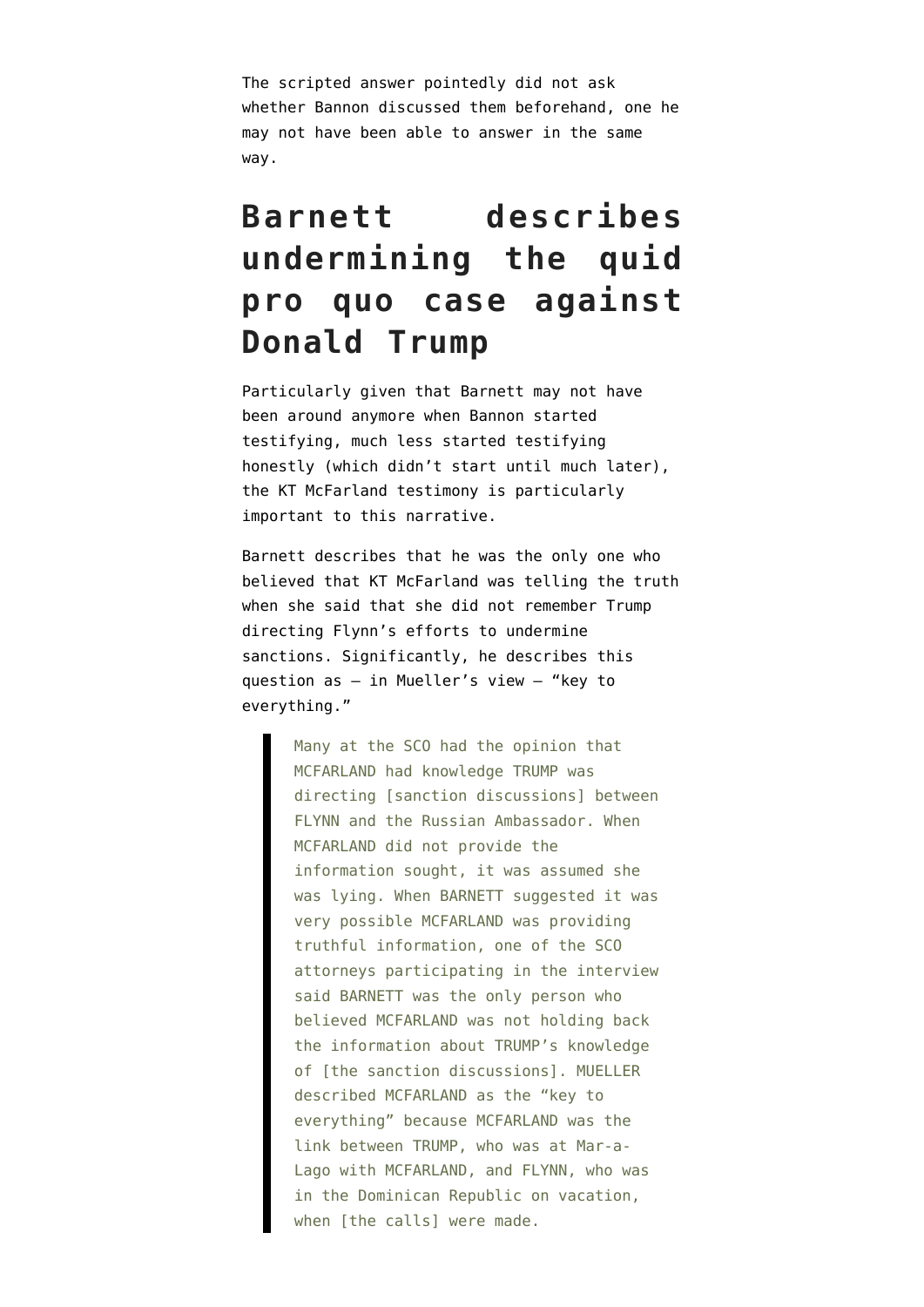The scripted answer pointedly did not ask whether Bannon discussed them beforehand, one he may not have been able to answer in the same way.

## Barnett describes undermining the quid pro quo case against Donald Trump

Particularly given that Barnett may not have been around anymore when Bannon started testifying, much less started testifying honestly (which didn't start until much later), the KT McFarland testimony is particularly important to this narrative.

Barnett describes that he was the only one who believed that KT McFarland was telling the truth when she said that she did not remember Trump directing Flynn's efforts to undermine sanctions. Significantly, he describes this question as — in Mueller's view — "key to everything."

> Many at the SCO had the opinion that MCFARLAND had knowledge TRUMP was directing [sanction discussions] between FLYNN and the Russian Ambassador. When MCFARLAND did not provide the information sought, it was assumed she was lying. When BARNETT suggested it was very possible MCFARLAND was providing truthful information, one of the SCO attorneys participating in the interview said BARNETT was the only person who believed MCFARLAND was not holding back the information about TRUMP's knowledge of [the sanction discussions]. MUELLER described MCFARLAND as the "key to everything" because MCFARLAND was the link between TRUMP, who was at Mar-a-Lago with MCFARLAND, and FLYNN, who was in the Dominican Republic on vacation, when [the calls] were made.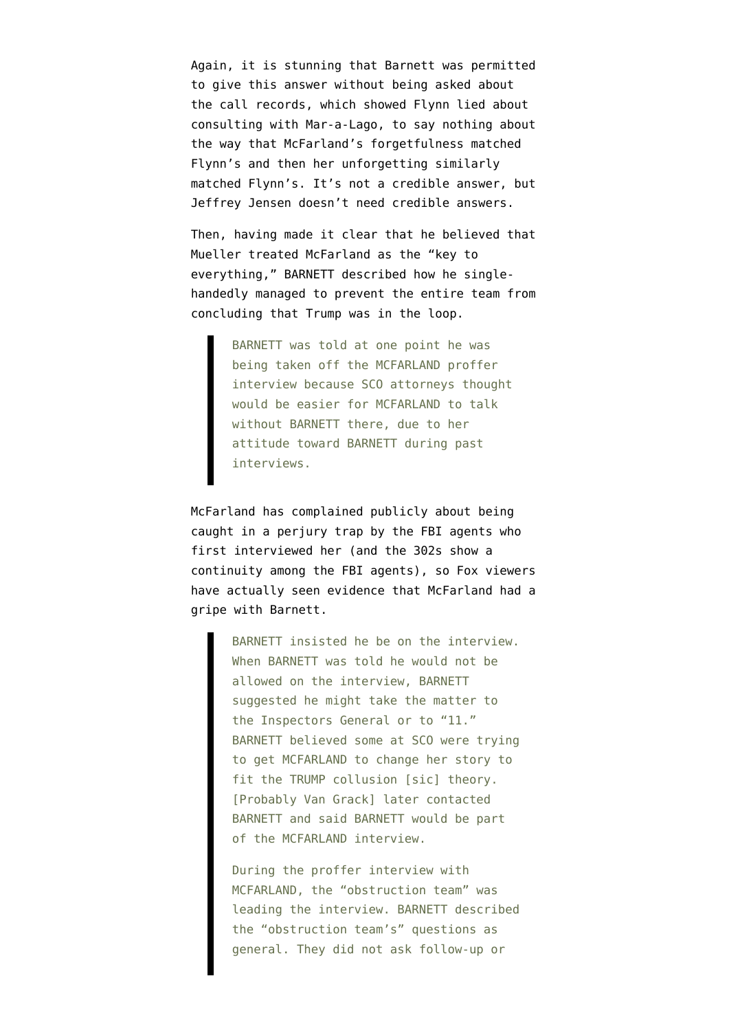Again, it is stunning that Barnett was permitted to give this answer without being asked about the call records, which showed Flynn lied about consulting with Mar-a-Lago, to say nothing about the way that McFarland's forgetfulness matched Flynn's and then her unforgetting similarly matched Flynn's. It's not a credible answer, but Jeffrey Jensen doesn't need credible answers.

Then, having made it clear that he believed that Mueller treated McFarland as the "key to everything," BARNETT described how he single-handedly managed to prevent the entire team from concluding that Trump was in the loop.

> BARNETT was told at one point he was being taken off the MCFARLAND proffer interview because SCO attorneys thought would be easier for MCFARLAND to talk without BARNETT there, due to her attitude toward BARNETT during past interviews.

McFarland has complained publicly about being caught in a perjury trap by the FBI agents who first interviewed her (and the 302s show a continuity among the FBI agents), so Fox viewers have actually seen evidence that McFarland had a gripe with Barnett.

> BARNETT insisted he be on the interview. When BARNETT was told he would not be allowed on the interview, BARNETT suggested he might take the matter to the Inspectors General or to "11." BARNETT believed some at SCO were trying to get MCFARLAND to change her story to fit the TRUMP collusion [sic] theory. [Probably Van Grack] later contacted BARNETT and said BARNETT would be part of the MCFARLAND interview.
>
> During the proffer interview with MCFARLAND, the "obstruction team" was leading the interview. BARNETT described the "obstruction team's" questions as general. They did not ask follow-up or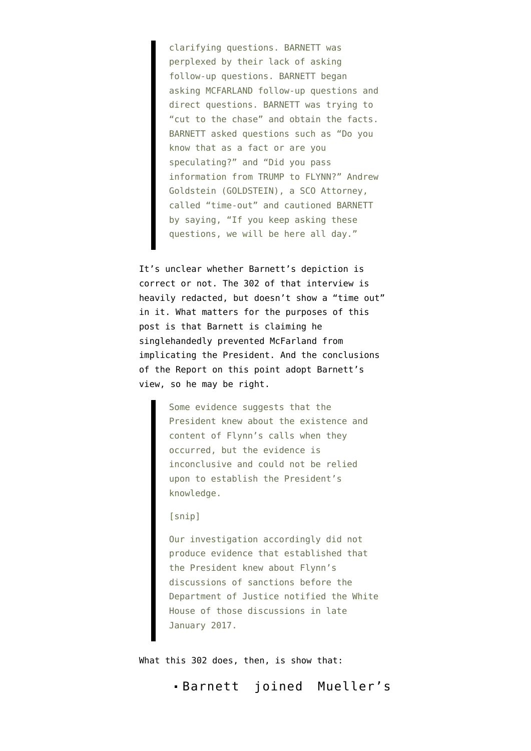> clarifying questions. BARNETT was perplexed by their lack of asking follow-up questions. BARNETT began asking MCFARLAND follow-up questions and direct questions. BARNETT was trying to "cut to the chase" and obtain the facts. BARNETT asked questions such as "Do you know that as a fact or are you speculating?" and "Did you pass information from TRUMP to FLYNN?" Andrew Goldstein (GOLDSTEIN), a SCO Attorney, called "time-out" and cautioned BARNETT by saying, "If you keep asking these questions, we will be here all day."

It's unclear whether Barnett's depiction is correct or not. The 302 of that interview is heavily redacted, but doesn't show a "time out" in it. What matters for the purposes of this post is that Barnett is claiming he singlehandedly prevented McFarland from implicating the President. And the conclusions of the Report on this point adopt Barnett's view, so he may be right.

> Some evidence suggests that the President knew about the existence and content of Flynn's calls when they occurred, but the evidence is inconclusive and could not be relied upon to establish the President's knowledge.
>
> [snip]
>
> Our investigation accordingly did not produce evidence that established that the President knew about Flynn's discussions of sanctions before the Department of Justice notified the White House of those discussions in late January 2017.

What this 302 does, then, is show that:

- Barnett joined Mueller's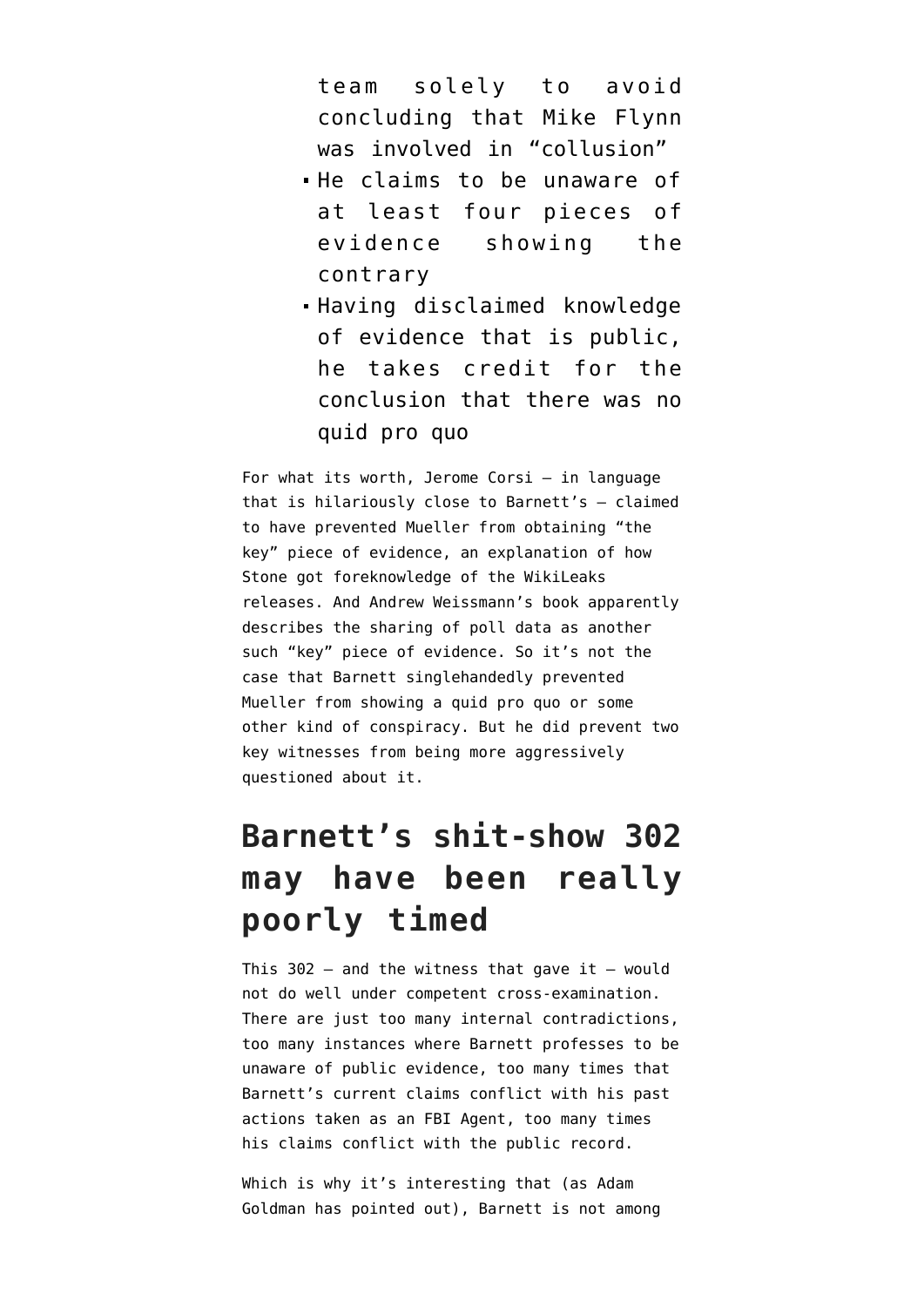team solely to avoid concluding that Mike Flynn was involved in "collusion"

- He claims to be unaware of at least four pieces of evidence showing the contrary
- Having disclaimed knowledge of evidence that is public, he takes credit for the conclusion that there was no quid pro quo

For what its worth, Jerome Corsi — in language that is hilariously close to Barnett's — claimed to have prevented Mueller from obtaining "the key" piece of evidence, an explanation of how Stone got foreknowledge of the WikiLeaks releases. And Andrew Weissmann's book apparently describes the sharing of poll data as another such "key" piece of evidence. So it's not the case that Barnett singlehandedly prevented Mueller from showing a quid pro quo or some other kind of conspiracy. But he did prevent two key witnesses from being more aggressively questioned about it.

## Barnett's shit-show 302 may have been really poorly timed

This 302 — and the witness that gave it — would not do well under competent cross-examination. There are just too many internal contradictions, too many instances where Barnett professes to be unaware of public evidence, too many times that Barnett's current claims conflict with his past actions taken as an FBI Agent, too many times his claims conflict with the public record.

Which is why it's interesting that (as Adam Goldman has pointed out), Barnett is not among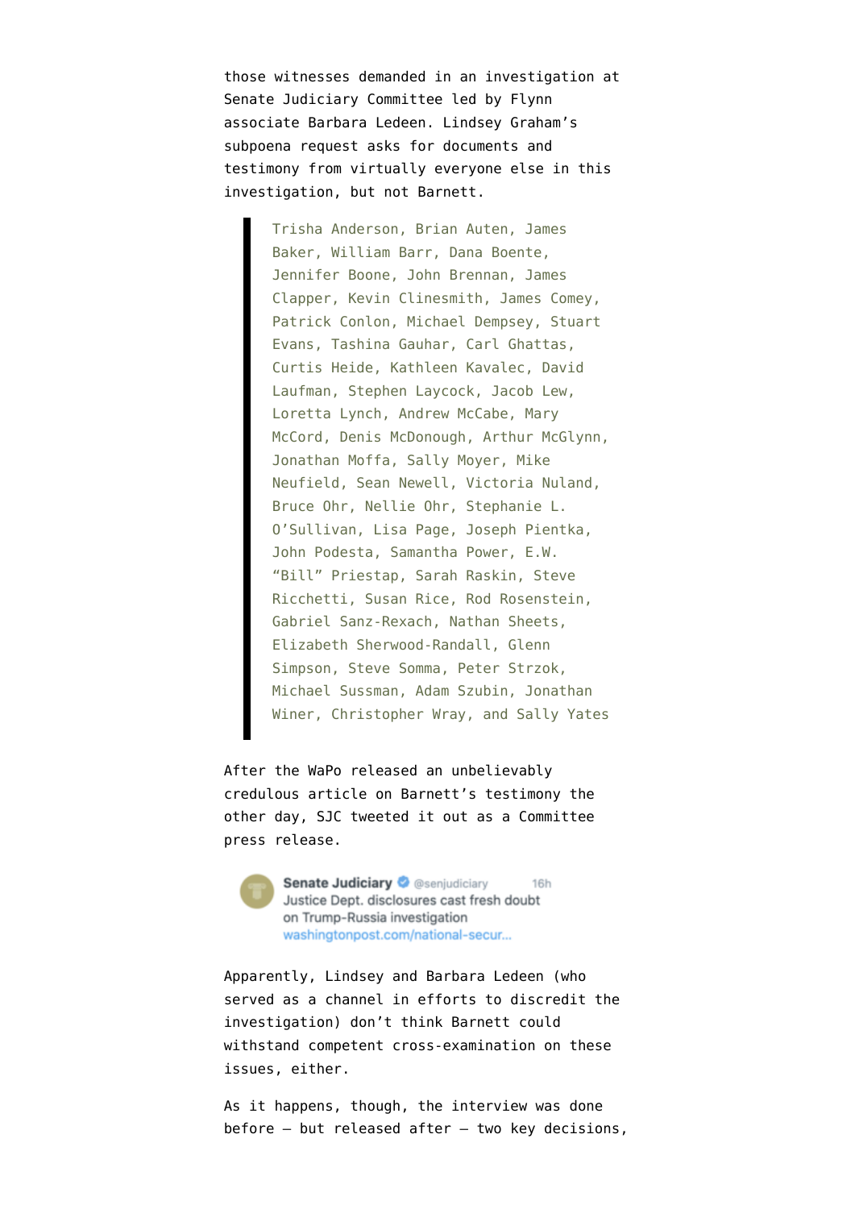those witnesses demanded in an investigation at Senate Judiciary Committee led by Flynn associate Barbara Ledeen. Lindsey Graham's subpoena request asks for documents and testimony from virtually everyone else in this investigation, but not Barnett.

> Trisha Anderson, Brian Auten, James Baker, William Barr, Dana Boente, Jennifer Boone, John Brennan, James Clapper, Kevin Clinesmith, James Comey, Patrick Conlon, Michael Dempsey, Stuart Evans, Tashina Gauhar, Carl Ghattas, Curtis Heide, Kathleen Kavalec, David Laufman, Stephen Laycock, Jacob Lew, Loretta Lynch, Andrew McCabe, Mary McCord, Denis McDonough, Arthur McGlynn, Jonathan Moffa, Sally Moyer, Mike Neufield, Sean Newell, Victoria Nuland, Bruce Ohr, Nellie Ohr, Stephanie L. O'Sullivan, Lisa Page, Joseph Pientka, John Podesta, Samantha Power, E.W. "Bill" Priestap, Sarah Raskin, Steve Ricchetti, Susan Rice, Rod Rosenstein, Gabriel Sanz-Rexach, Nathan Sheets, Elizabeth Sherwood-Randall, Glenn Simpson, Steve Somma, Peter Strzok, Michael Sussman, Adam Szubin, Jonathan Winer, Christopher Wray, and Sally Yates

After the WaPo released an unbelievably credulous article on Barnett's testimony the other day, SJC tweeted it out as a Committee press release.

> **Senate Judiciary** @senjudiciary 16h
> Justice Dept. disclosures cast fresh doubt on Trump-Russia investigation
> washingtonpost.com/national-secur...

Apparently, Lindsey and Barbara Ledeen (who served as a channel in efforts to discredit the investigation) don't think Barnett could withstand competent cross-examination on these issues, either.

As it happens, though, the interview was done before — but released after — two key decisions,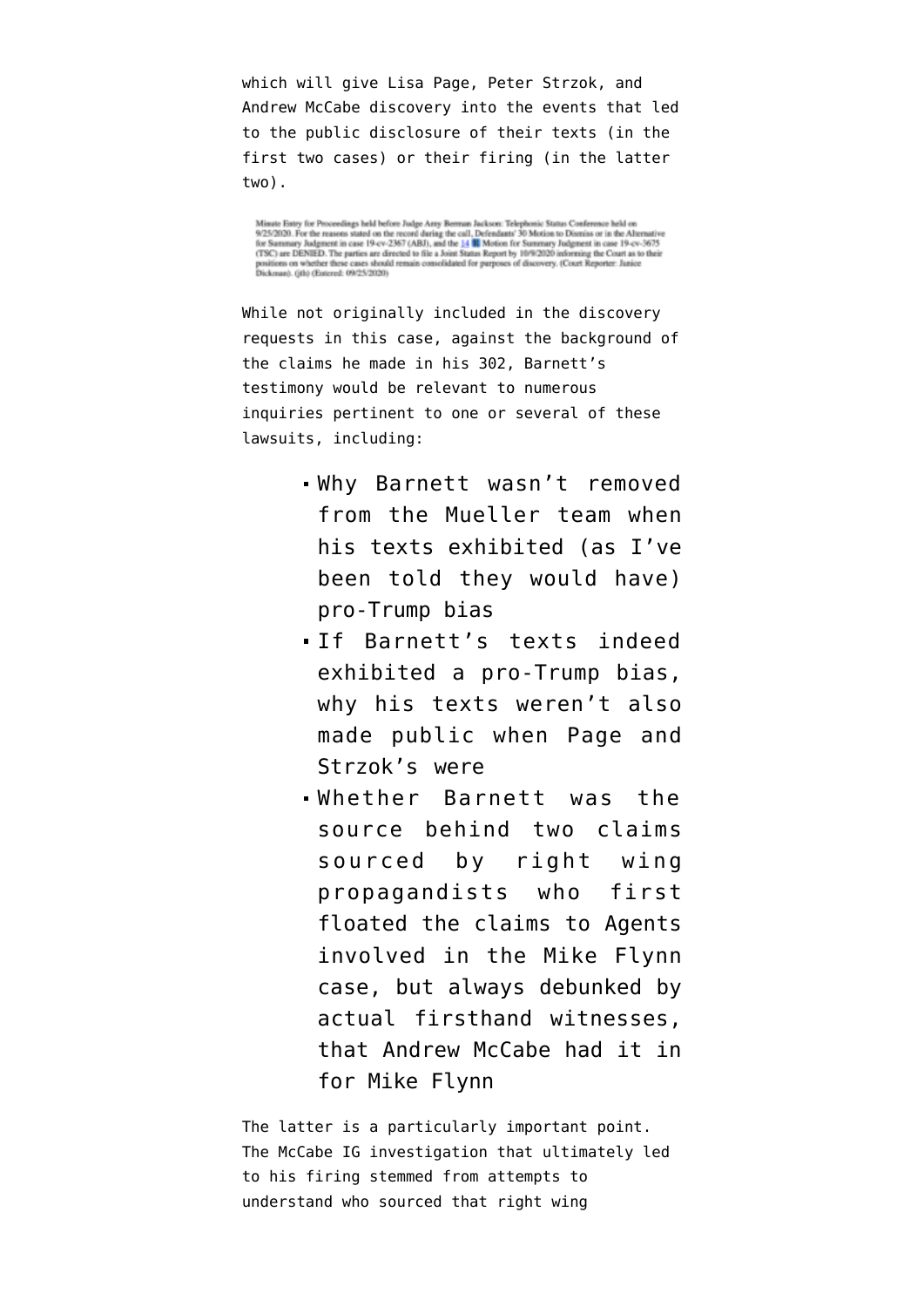which will give Lisa Page, Peter Strzok, and Andrew McCabe discovery into the events that led to the public disclosure of their texts (in the first two cases) or their firing (in the latter two).

Minute Entry for Proceedings held before Judge Amy Berman Jackson: Telephonic Status Conference held on 9/25/2020. For the reasons stated on the record during the call, Defendants' 30 Motion to Dismiss or in the Alternative for Summary Judgment in case 19-cv-2367 (ABJ), and the 14 Motion for Summary Judgment in case 19-cv-3675 (TSC) are DENIED. The parties are directed to file a Joint Status Report by 10/9/2020 informing the Court as to their positions on whether these cases should remain consolidated for purposes of discovery. (Court Reporter: Janice Dickman). (jth) (Entered: 09/25/2020)

While not originally included in the discovery requests in this case, against the background of the claims he made in his 302, Barnett's testimony would be relevant to numerous inquiries pertinent to one or several of these lawsuits, including:

- Why Barnett wasn't removed from the Mueller team when his texts exhibited (as I've been told they would have) pro-Trump bias
- If Barnett's texts indeed exhibited a pro-Trump bias, why his texts weren't also made public when Page and Strzok's were
- Whether Barnett was the source behind two claims sourced by right wing propagandists who first floated the claims to Agents involved in the Mike Flynn case, but always debunked by actual firsthand witnesses, that Andrew McCabe had it in for Mike Flynn

The latter is a particularly important point. The McCabe IG investigation that ultimately led to his firing stemmed from attempts to understand who sourced that right wing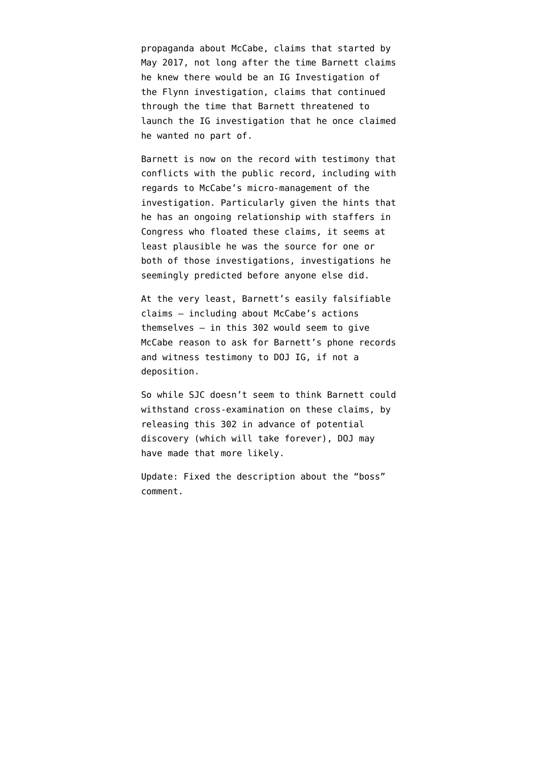propaganda about McCabe, claims that started by May 2017, not long after the time Barnett claims he knew there would be an IG Investigation of the Flynn investigation, claims that continued through the time that Barnett threatened to launch the IG investigation that he once claimed he wanted no part of.

Barnett is now on the record with testimony that conflicts with the public record, including with regards to McCabe's micro-management of the investigation. Particularly given the hints that he has an ongoing relationship with staffers in Congress who floated these claims, it seems at least plausible he was the source for one or both of those investigations, investigations he seemingly predicted before anyone else did.

At the very least, Barnett's easily falsifiable claims — including about McCabe's actions themselves — in this 302 would seem to give McCabe reason to ask for Barnett's phone records and witness testimony to DOJ IG, if not a deposition.

So while SJC doesn't seem to think Barnett could withstand cross-examination on these claims, by releasing this 302 in advance of potential discovery (which will take forever), DOJ may have made that more likely.

Update: Fixed the description about the "boss" comment.